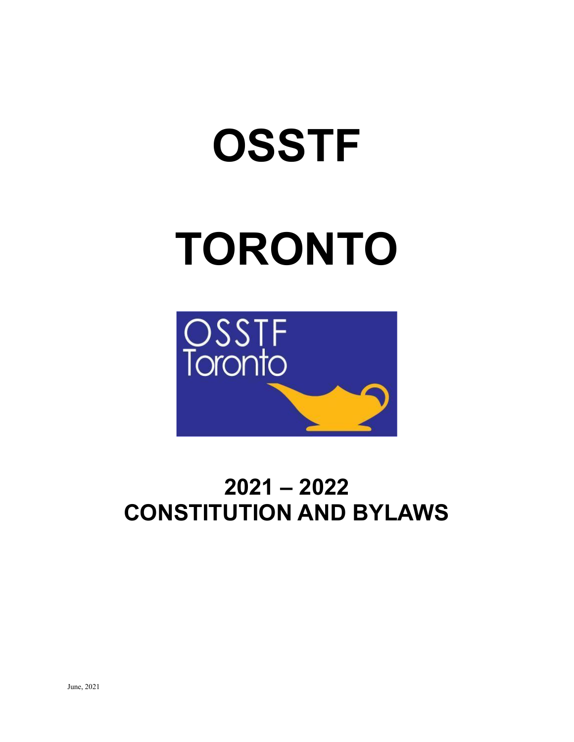# OSSTF

# TORONTO

## 2021 – 2022
## CONSTITUTION AND BYLAWS

June, 2021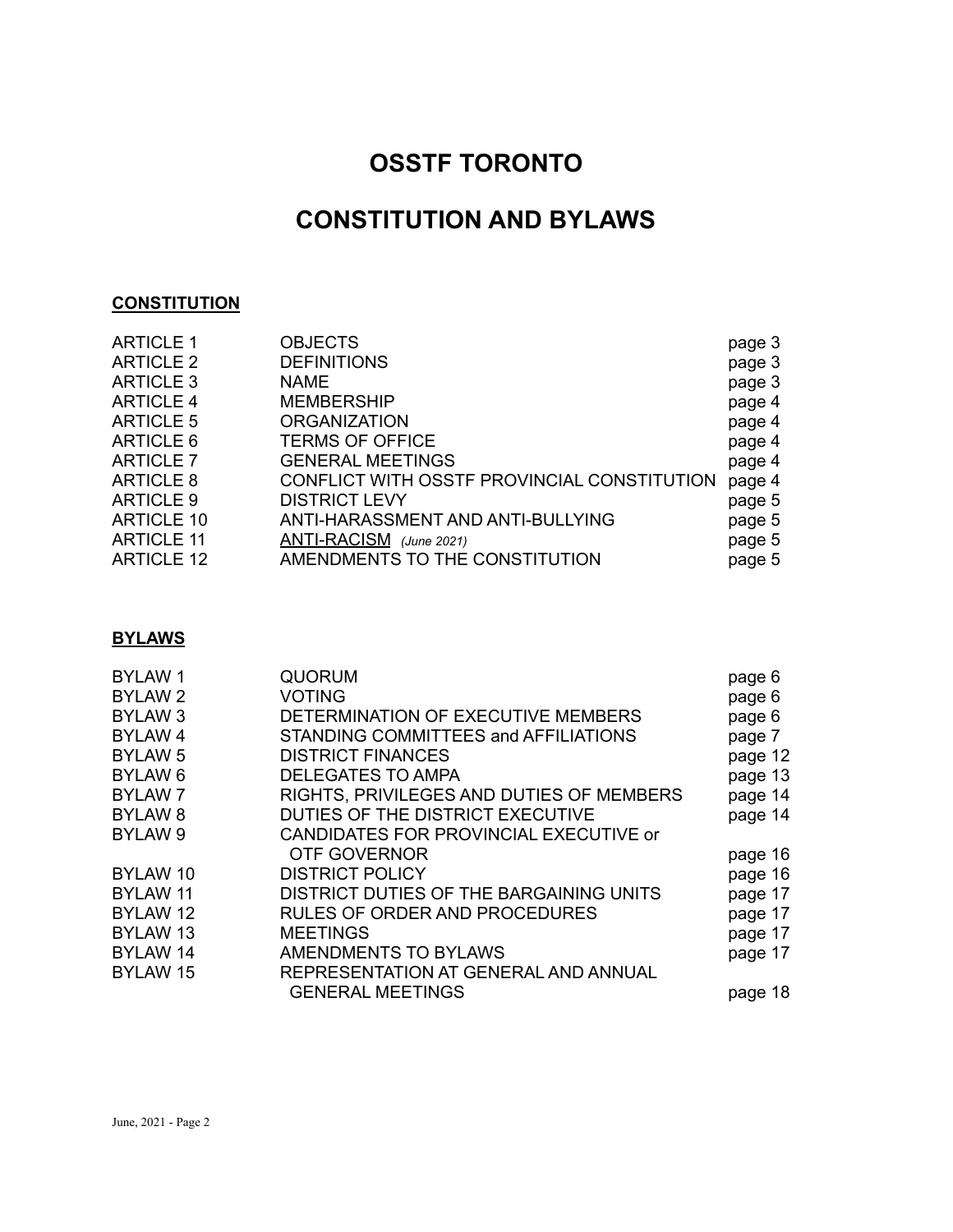# OSSTF TORONTO

# CONSTITUTION AND BYLAWS

**CONSTITUTION**

| | | |
|---|---|---|
| ARTICLE 1 | OBJECTS | page 3 |
| ARTICLE 2 | DEFINITIONS | page 3 |
| ARTICLE 3 | NAME | page 3 |
| ARTICLE 4 | MEMBERSHIP | page 4 |
| ARTICLE 5 | ORGANIZATION | page 4 |
| ARTICLE 6 | TERMS OF OFFICE | page 4 |
| ARTICLE 7 | GENERAL MEETINGS | page 4 |
| ARTICLE 8 | CONFLICT WITH OSSTF PROVINCIAL CONSTITUTION | page 4 |
| ARTICLE 9 | DISTRICT LEVY | page 5 |
| ARTICLE 10 | ANTI-HARASSMENT AND ANTI-BULLYING | page 5 |
| ARTICLE 11 | ANTI-RACISM *(June 2021)* | page 5 |
| ARTICLE 12 | AMENDMENTS TO THE CONSTITUTION | page 5 |

**BYLAWS**

| | | |
|---|---|---|
| BYLAW 1 | QUORUM | page 6 |
| BYLAW 2 | VOTING | page 6 |
| BYLAW 3 | DETERMINATION OF EXECUTIVE MEMBERS | page 6 |
| BYLAW 4 | STANDING COMMITTEES and AFFILIATIONS | page 7 |
| BYLAW 5 | DISTRICT FINANCES | page 12 |
| BYLAW 6 | DELEGATES TO AMPA | page 13 |
| BYLAW 7 | RIGHTS, PRIVILEGES AND DUTIES OF MEMBERS | page 14 |
| BYLAW 8 | DUTIES OF THE DISTRICT EXECUTIVE | page 14 |
| BYLAW 9 | CANDIDATES FOR PROVINCIAL EXECUTIVE or OTF GOVERNOR | page 16 |
| BYLAW 10 | DISTRICT POLICY | page 16 |
| BYLAW 11 | DISTRICT DUTIES OF THE BARGAINING UNITS | page 17 |
| BYLAW 12 | RULES OF ORDER AND PROCEDURES | page 17 |
| BYLAW 13 | MEETINGS | page 17 |
| BYLAW 14 | AMENDMENTS TO BYLAWS | page 17 |
| BYLAW 15 | REPRESENTATION AT GENERAL AND ANNUAL GENERAL MEETINGS | page 18 |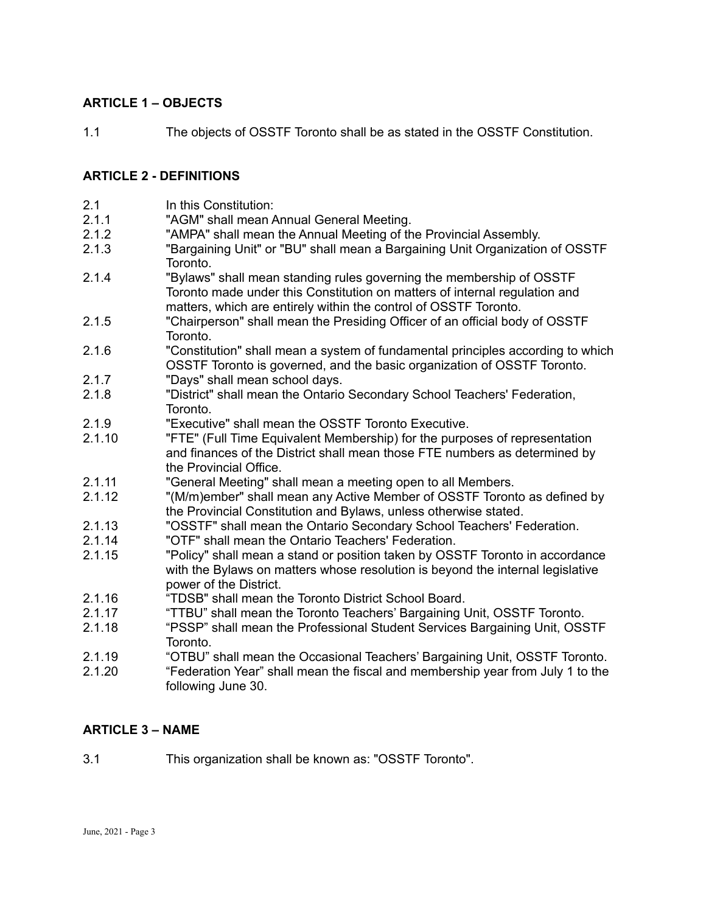## ARTICLE 1 – OBJECTS

1.1 The objects of OSSTF Toronto shall be as stated in the OSSTF Constitution.

## ARTICLE 2 - DEFINITIONS

2.1 In this Constitution:

2.1.1 "AGM" shall mean Annual General Meeting.

2.1.2 "AMPA" shall mean the Annual Meeting of the Provincial Assembly.

2.1.3 "Bargaining Unit" or "BU" shall mean a Bargaining Unit Organization of OSSTF Toronto.

2.1.4 "Bylaws" shall mean standing rules governing the membership of OSSTF Toronto made under this Constitution on matters of internal regulation and matters, which are entirely within the control of OSSTF Toronto.

2.1.5 "Chairperson" shall mean the Presiding Officer of an official body of OSSTF Toronto.

2.1.6 "Constitution" shall mean a system of fundamental principles according to which OSSTF Toronto is governed, and the basic organization of OSSTF Toronto.

2.1.7 "Days" shall mean school days.

2.1.8 "District" shall mean the Ontario Secondary School Teachers' Federation, Toronto.

2.1.9 "Executive" shall mean the OSSTF Toronto Executive.

2.1.10 "FTE" (Full Time Equivalent Membership) for the purposes of representation and finances of the District shall mean those FTE numbers as determined by the Provincial Office.

2.1.11 "General Meeting" shall mean a meeting open to all Members.

2.1.12 "(M/m)ember" shall mean any Active Member of OSSTF Toronto as defined by the Provincial Constitution and Bylaws, unless otherwise stated.

2.1.13 "OSSTF" shall mean the Ontario Secondary School Teachers' Federation.

2.1.14 "OTF" shall mean the Ontario Teachers' Federation.

2.1.15 "Policy" shall mean a stand or position taken by OSSTF Toronto in accordance with the Bylaws on matters whose resolution is beyond the internal legislative power of the District.

2.1.16 "TDSB" shall mean the Toronto District School Board.

2.1.17 "TTBU" shall mean the Toronto Teachers' Bargaining Unit, OSSTF Toronto.

2.1.18 "PSSP" shall mean the Professional Student Services Bargaining Unit, OSSTF Toronto.

2.1.19 "OTBU" shall mean the Occasional Teachers' Bargaining Unit, OSSTF Toronto.

2.1.20 "Federation Year" shall mean the fiscal and membership year from July 1 to the following June 30.

## ARTICLE 3 – NAME

3.1 This organization shall be known as: "OSSTF Toronto".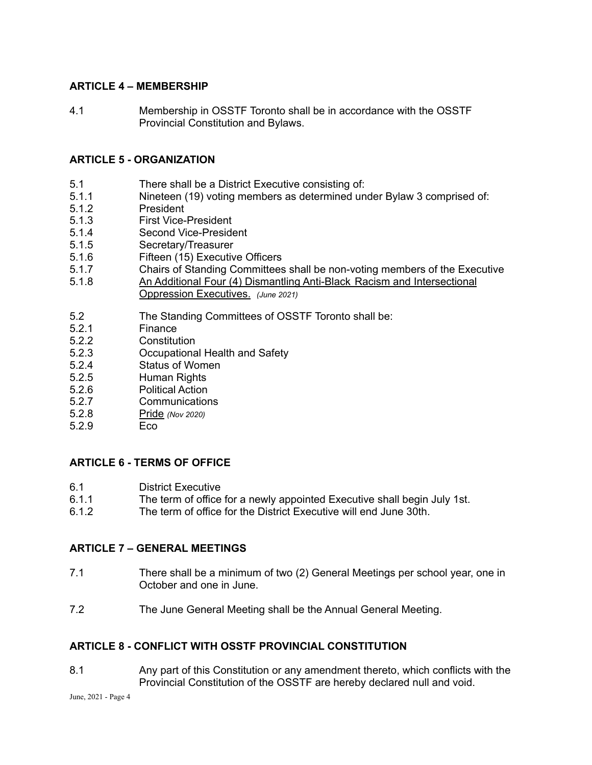## ARTICLE 4 – MEMBERSHIP

4.1 Membership in OSSTF Toronto shall be in accordance with the OSSTF Provincial Constitution and Bylaws.

## ARTICLE 5 - ORGANIZATION

5.1 There shall be a District Executive consisting of:
5.1.1 Nineteen (19) voting members as determined under Bylaw 3 comprised of:
5.1.2 President
5.1.3 First Vice-President
5.1.4 Second Vice-President
5.1.5 Secretary/Treasurer
5.1.6 Fifteen (15) Executive Officers
5.1.7 Chairs of Standing Committees shall be non-voting members of the Executive
5.1.8 <u>An Additional Four (4) Dismantling Anti-Black Racism and Intersectional Oppression Executives.</u> *(June 2021)*

5.2 The Standing Committees of OSSTF Toronto shall be:
5.2.1 Finance
5.2.2 Constitution
5.2.3 Occupational Health and Safety
5.2.4 Status of Women
5.2.5 Human Rights
5.2.6 Political Action
5.2.7 Communications
5.2.8 <u>Pride</u> *(Nov 2020)*
5.2.9 Eco

## ARTICLE 6 - TERMS OF OFFICE

6.1 District Executive
6.1.1 The term of office for a newly appointed Executive shall begin July 1st.
6.1.2 The term of office for the District Executive will end June 30th.

## ARTICLE 7 – GENERAL MEETINGS

7.1 There shall be a minimum of two (2) General Meetings per school year, one in October and one in June.

7.2 The June General Meeting shall be the Annual General Meeting.

## ARTICLE 8 - CONFLICT WITH OSSTF PROVINCIAL CONSTITUTION

8.1 Any part of this Constitution or any amendment thereto, which conflicts with the Provincial Constitution of the OSSTF are hereby declared null and void.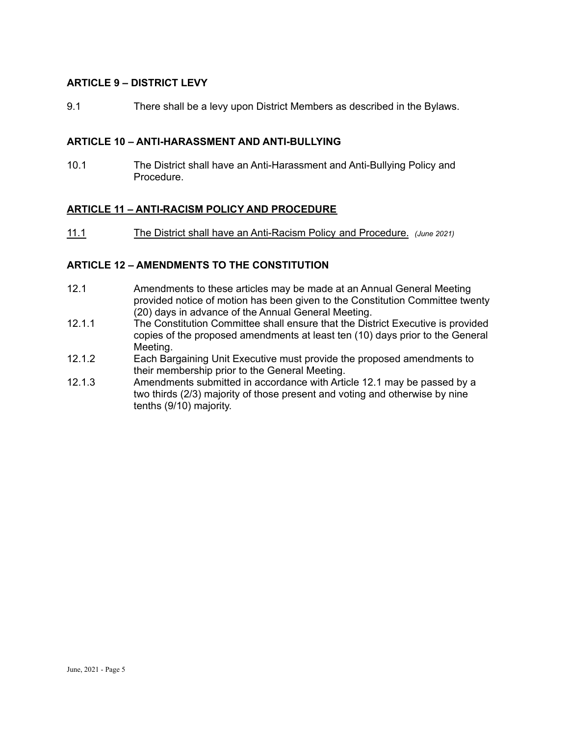### ARTICLE 9 – DISTRICT LEVY

9.1 There shall be a levy upon District Members as described in the Bylaws.

### ARTICLE 10 – ANTI-HARASSMENT AND ANTI-BULLYING

10.1 The District shall have an Anti-Harassment and Anti-Bullying Policy and Procedure.

### <u>ARTICLE 11 – ANTI-RACISM POLICY AND PROCEDURE</u>

<u>11.1</u> <u>The District shall have an Anti-Racism Policy and Procedure.</u> *(June 2021)*

### ARTICLE 12 – AMENDMENTS TO THE CONSTITUTION

12.1 Amendments to these articles may be made at an Annual General Meeting provided notice of motion has been given to the Constitution Committee twenty (20) days in advance of the Annual General Meeting.

12.1.1 The Constitution Committee shall ensure that the District Executive is provided copies of the proposed amendments at least ten (10) days prior to the General Meeting.

12.1.2 Each Bargaining Unit Executive must provide the proposed amendments to their membership prior to the General Meeting.

12.1.3 Amendments submitted in accordance with Article 12.1 may be passed by a two thirds (2/3) majority of those present and voting and otherwise by nine tenths (9/10) majority.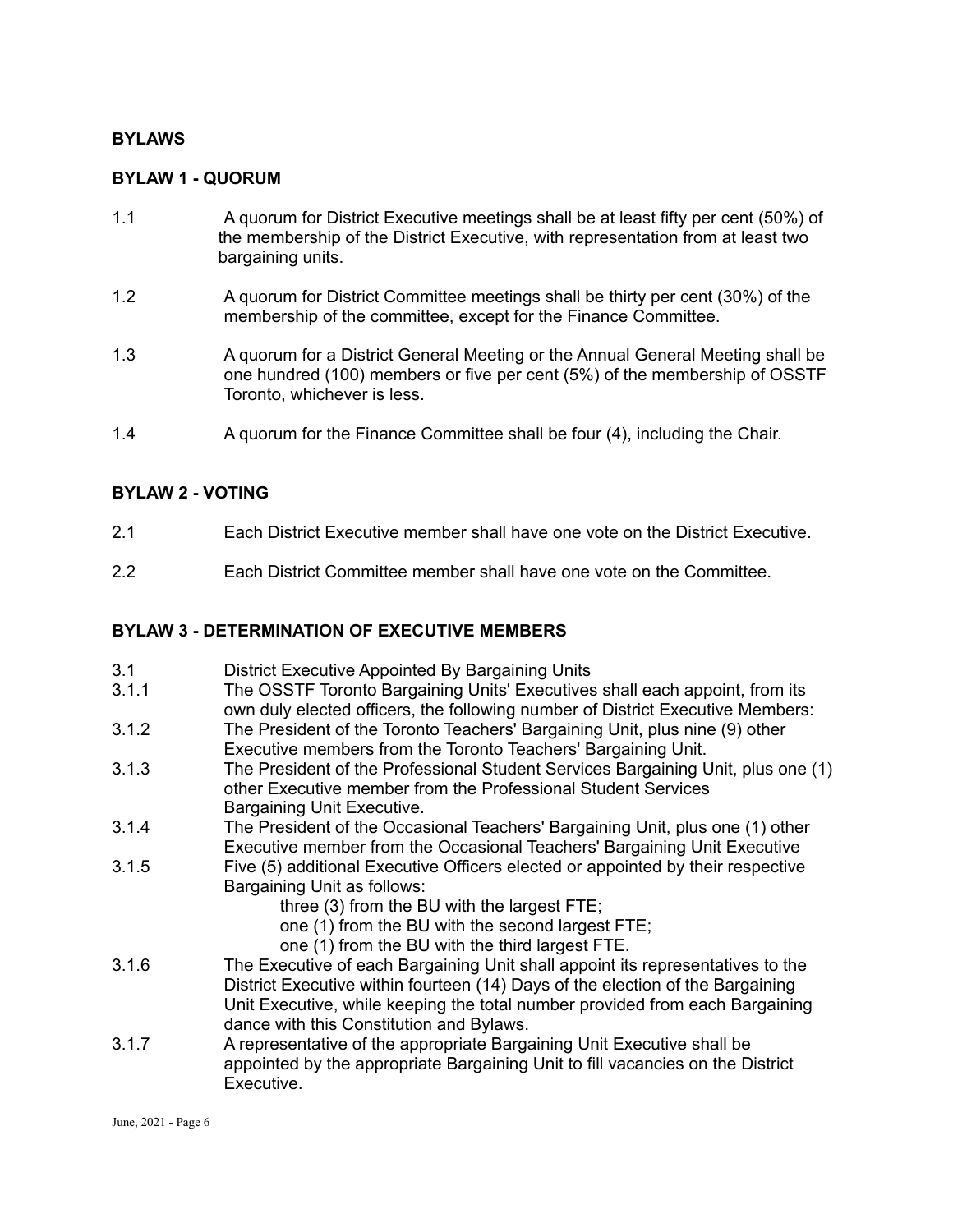## BYLAWS

### BYLAW 1 - QUORUM

1.1 A quorum for District Executive meetings shall be at least fifty per cent (50%) of the membership of the District Executive, with representation from at least two bargaining units.

1.2 A quorum for District Committee meetings shall be thirty per cent (30%) of the membership of the committee, except for the Finance Committee.

1.3 A quorum for a District General Meeting or the Annual General Meeting shall be one hundred (100) members or five per cent (5%) of the membership of OSSTF Toronto, whichever is less.

1.4 A quorum for the Finance Committee shall be four (4), including the Chair.

### BYLAW 2 - VOTING

2.1 Each District Executive member shall have one vote on the District Executive.

2.2 Each District Committee member shall have one vote on the Committee.

### BYLAW 3 - DETERMINATION OF EXECUTIVE MEMBERS

3.1 District Executive Appointed By Bargaining Units

3.1.1 The OSSTF Toronto Bargaining Units' Executives shall each appoint, from its own duly elected officers, the following number of District Executive Members:

3.1.2 The President of the Toronto Teachers' Bargaining Unit, plus nine (9) other Executive members from the Toronto Teachers' Bargaining Unit.

3.1.3 The President of the Professional Student Services Bargaining Unit, plus one (1) other Executive member from the Professional Student Services Bargaining Unit Executive.

3.1.4 The President of the Occasional Teachers' Bargaining Unit, plus one (1) other Executive member from the Occasional Teachers' Bargaining Unit Executive

3.1.5 Five (5) additional Executive Officers elected or appointed by their respective Bargaining Unit as follows:
- three (3) from the BU with the largest FTE;
- one (1) from the BU with the second largest FTE;
- one (1) from the BU with the third largest FTE.

3.1.6 The Executive of each Bargaining Unit shall appoint its representatives to the District Executive within fourteen (14) Days of the election of the Bargaining Unit Executive, while keeping the total number provided from each Bargaining dance with this Constitution and Bylaws.

3.1.7 A representative of the appropriate Bargaining Unit Executive shall be appointed by the appropriate Bargaining Unit to fill vacancies on the District Executive.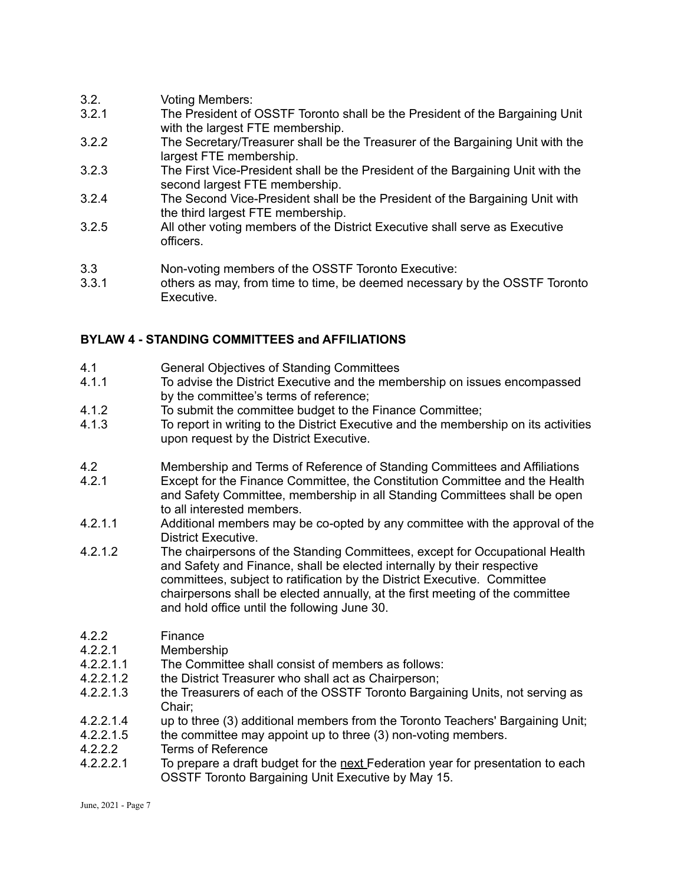3.2. Voting Members:

3.2.1 The President of OSSTF Toronto shall be the President of the Bargaining Unit with the largest FTE membership.

3.2.2 The Secretary/Treasurer shall be the Treasurer of the Bargaining Unit with the largest FTE membership.

3.2.3 The First Vice-President shall be the President of the Bargaining Unit with the second largest FTE membership.

3.2.4 The Second Vice-President shall be the President of the Bargaining Unit with the third largest FTE membership.

3.2.5 All other voting members of the District Executive shall serve as Executive officers.

3.3 Non-voting members of the OSSTF Toronto Executive:

3.3.1 others as may, from time to time, be deemed necessary by the OSSTF Toronto Executive.

## BYLAW 4 - STANDING COMMITTEES and AFFILIATIONS

4.1 General Objectives of Standing Committees

4.1.1 To advise the District Executive and the membership on issues encompassed by the committee's terms of reference;

4.1.2 To submit the committee budget to the Finance Committee;

4.1.3 To report in writing to the District Executive and the membership on its activities upon request by the District Executive.

4.2 Membership and Terms of Reference of Standing Committees and Affiliations

4.2.1 Except for the Finance Committee, the Constitution Committee and the Health and Safety Committee, membership in all Standing Committees shall be open to all interested members.

4.2.1.1 Additional members may be co-opted by any committee with the approval of the District Executive.

4.2.1.2 The chairpersons of the Standing Committees, except for Occupational Health and Safety and Finance, shall be elected internally by their respective committees, subject to ratification by the District Executive. Committee chairpersons shall be elected annually, at the first meeting of the committee and hold office until the following June 30.

4.2.2 Finance

4.2.2.1 Membership

4.2.2.1.1 The Committee shall consist of members as follows:

4.2.2.1.2 the District Treasurer who shall act as Chairperson;

4.2.2.1.3 the Treasurers of each of the OSSTF Toronto Bargaining Units, not serving as Chair;

4.2.2.1.4 up to three (3) additional members from the Toronto Teachers' Bargaining Unit;

4.2.2.1.5 the committee may appoint up to three (3) non-voting members.

4.2.2.2 Terms of Reference

4.2.2.2.1 To prepare a draft budget for the next Federation year for presentation to each OSSTF Toronto Bargaining Unit Executive by May 15.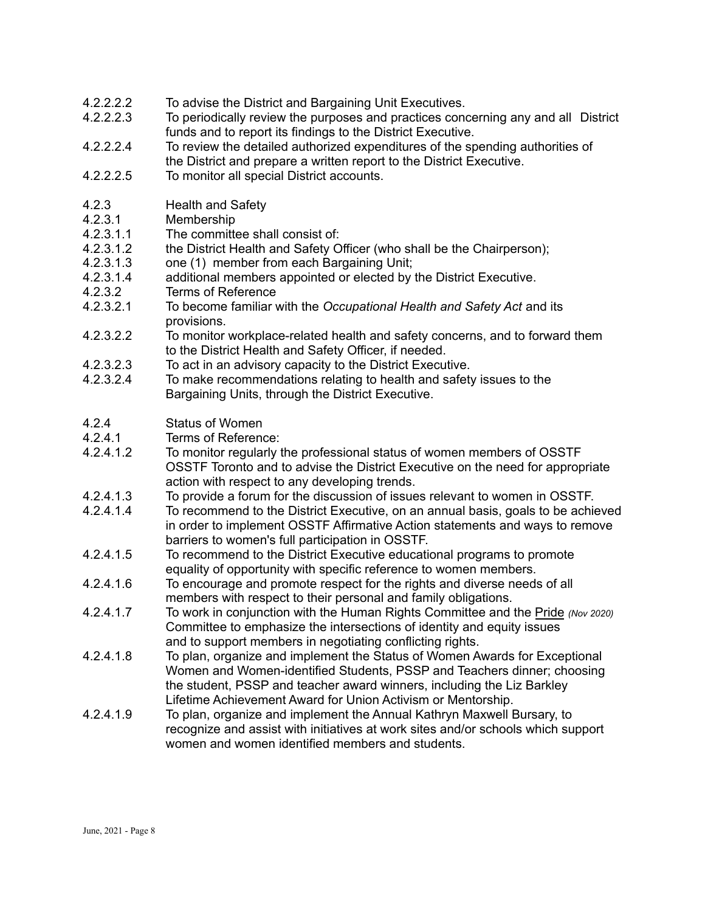4.2.2.2.2 To advise the District and Bargaining Unit Executives.

4.2.2.2.3 To periodically review the purposes and practices concerning any and all District funds and to report its findings to the District Executive.

4.2.2.2.4 To review the detailed authorized expenditures of the spending authorities of the District and prepare a written report to the District Executive.

4.2.2.2.5 To monitor all special District accounts.

4.2.3 Health and Safety

4.2.3.1 Membership

4.2.3.1.1 The committee shall consist of:

4.2.3.1.2 the District Health and Safety Officer (who shall be the Chairperson);

4.2.3.1.3 one (1) member from each Bargaining Unit;

4.2.3.1.4 additional members appointed or elected by the District Executive.

4.2.3.2 Terms of Reference

4.2.3.2.1 To become familiar with the *Occupational Health and Safety Act* and its provisions.

4.2.3.2.2 To monitor workplace-related health and safety concerns, and to forward them to the District Health and Safety Officer, if needed.

4.2.3.2.3 To act in an advisory capacity to the District Executive.

4.2.3.2.4 To make recommendations relating to health and safety issues to the Bargaining Units, through the District Executive.

4.2.4 Status of Women

4.2.4.1 Terms of Reference:

4.2.4.1.2 To monitor regularly the professional status of women members of OSSTF OSSTF Toronto and to advise the District Executive on the need for appropriate action with respect to any developing trends.

4.2.4.1.3 To provide a forum for the discussion of issues relevant to women in OSSTF.

4.2.4.1.4 To recommend to the District Executive, on an annual basis, goals to be achieved in order to implement OSSTF Affirmative Action statements and ways to remove barriers to women's full participation in OSSTF.

4.2.4.1.5 To recommend to the District Executive educational programs to promote equality of opportunity with specific reference to women members.

4.2.4.1.6 To encourage and promote respect for the rights and diverse needs of all members with respect to their personal and family obligations.

4.2.4.1.7 To work in conjunction with the Human Rights Committee and the Pride *(Nov 2020)* Committee to emphasize the intersections of identity and equity issues and to support members in negotiating conflicting rights.

4.2.4.1.8 To plan, organize and implement the Status of Women Awards for Exceptional Women and Women-identified Students, PSSP and Teachers dinner; choosing the student, PSSP and teacher award winners, including the Liz Barkley Lifetime Achievement Award for Union Activism or Mentorship.

4.2.4.1.9 To plan, organize and implement the Annual Kathryn Maxwell Bursary, to recognize and assist with initiatives at work sites and/or schools which support women and women identified members and students.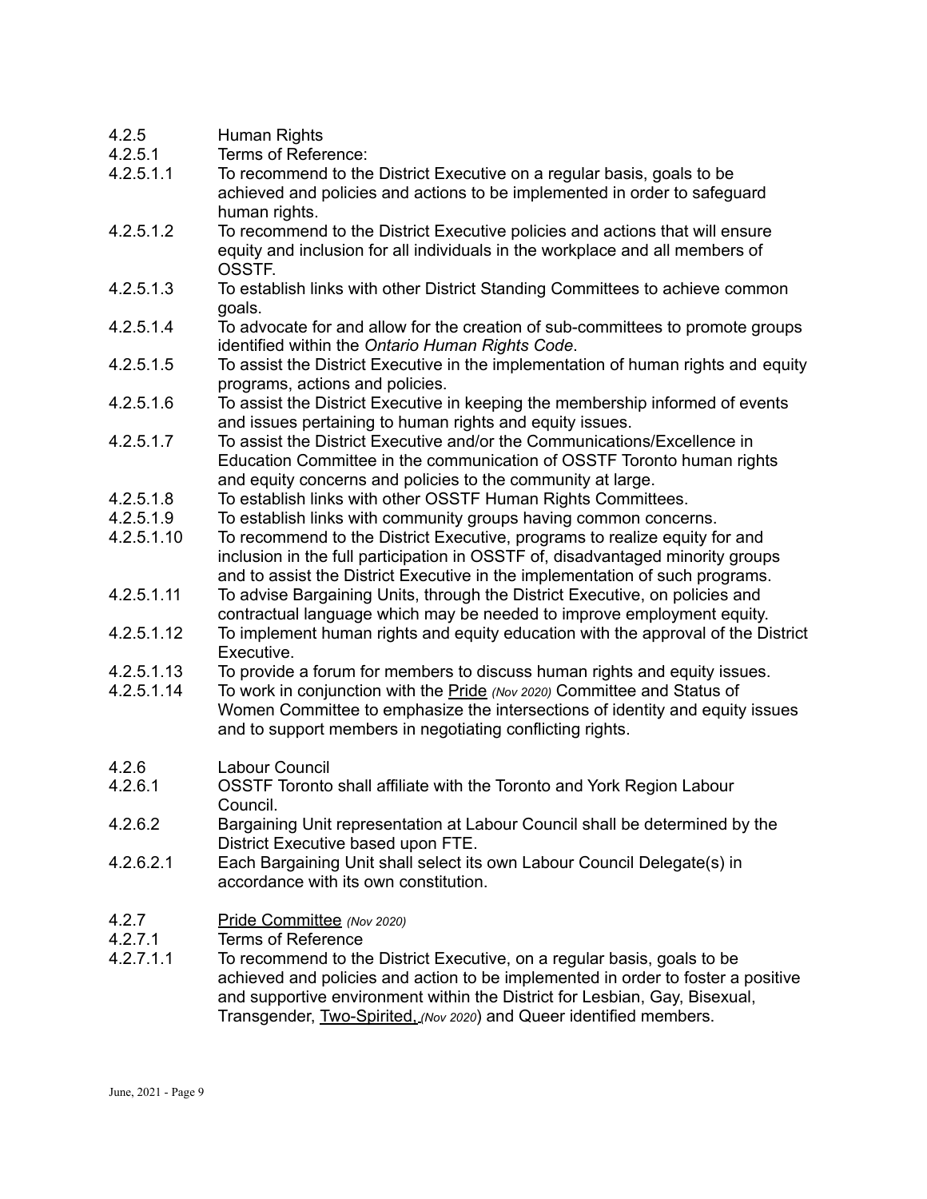4.2.5 Human Rights

4.2.5.1 Terms of Reference:

4.2.5.1.1 To recommend to the District Executive on a regular basis, goals to be achieved and policies and actions to be implemented in order to safeguard human rights.

4.2.5.1.2 To recommend to the District Executive policies and actions that will ensure equity and inclusion for all individuals in the workplace and all members of OSSTF.

4.2.5.1.3 To establish links with other District Standing Committees to achieve common goals.

4.2.5.1.4 To advocate for and allow for the creation of sub-committees to promote groups identified within the *Ontario Human Rights Code*.

4.2.5.1.5 To assist the District Executive in the implementation of human rights and equity programs, actions and policies.

4.2.5.1.6 To assist the District Executive in keeping the membership informed of events and issues pertaining to human rights and equity issues.

4.2.5.1.7 To assist the District Executive and/or the Communications/Excellence in Education Committee in the communication of OSSTF Toronto human rights and equity concerns and policies to the community at large.

4.2.5.1.8 To establish links with other OSSTF Human Rights Committees.

4.2.5.1.9 To establish links with community groups having common concerns.

4.2.5.1.10 To recommend to the District Executive, programs to realize equity for and inclusion in the full participation in OSSTF of, disadvantaged minority groups and to assist the District Executive in the implementation of such programs.

4.2.5.1.11 To advise Bargaining Units, through the District Executive, on policies and contractual language which may be needed to improve employment equity.

4.2.5.1.12 To implement human rights and equity education with the approval of the District Executive.

4.2.5.1.13 To provide a forum for members to discuss human rights and equity issues.

4.2.5.1.14 To work in conjunction with the Pride *(Nov 2020)* Committee and Status of Women Committee to emphasize the intersections of identity and equity issues and to support members in negotiating conflicting rights.

4.2.6 Labour Council

4.2.6.1 OSSTF Toronto shall affiliate with the Toronto and York Region Labour Council.

4.2.6.2 Bargaining Unit representation at Labour Council shall be determined by the District Executive based upon FTE.

4.2.6.2.1 Each Bargaining Unit shall select its own Labour Council Delegate(s) in accordance with its own constitution.

4.2.7 Pride Committee *(Nov 2020)*

4.2.7.1 Terms of Reference

4.2.7.1.1 To recommend to the District Executive, on a regular basis, goals to be achieved and policies and action to be implemented in order to foster a positive and supportive environment within the District for Lesbian, Gay, Bisexual, Transgender, Two-Spirited, *(Nov 2020)*) and Queer identified members.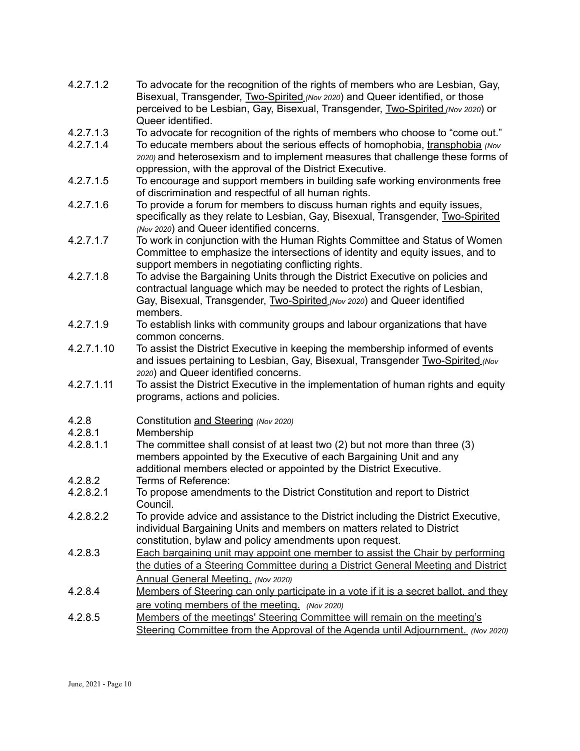4.2.7.1.2 To advocate for the recognition of the rights of members who are Lesbian, Gay, Bisexual, Transgender, Two-Spirited *(Nov 2020)* and Queer identified, or those perceived to be Lesbian, Gay, Bisexual, Transgender, Two-Spirited *(Nov 2020)* or Queer identified.

4.2.7.1.3 To advocate for recognition of the rights of members who choose to "come out."

4.2.7.1.4 To educate members about the serious effects of homophobia, transphobia *(Nov 2020)* and heterosexism and to implement measures that challenge these forms of oppression, with the approval of the District Executive.

4.2.7.1.5 To encourage and support members in building safe working environments free of discrimination and respectful of all human rights.

4.2.7.1.6 To provide a forum for members to discuss human rights and equity issues, specifically as they relate to Lesbian, Gay, Bisexual, Transgender, Two-Spirited *(Nov 2020)* and Queer identified concerns.

4.2.7.1.7 To work in conjunction with the Human Rights Committee and Status of Women Committee to emphasize the intersections of identity and equity issues, and to support members in negotiating conflicting rights.

4.2.7.1.8 To advise the Bargaining Units through the District Executive on policies and contractual language which may be needed to protect the rights of Lesbian, Gay, Bisexual, Transgender, Two-Spirited *(Nov 2020)* and Queer identified members.

4.2.7.1.9 To establish links with community groups and labour organizations that have common concerns.

4.2.7.1.10 To assist the District Executive in keeping the membership informed of events and issues pertaining to Lesbian, Gay, Bisexual, Transgender Two-Spirited *(Nov 2020)* and Queer identified concerns.

4.2.7.1.11 To assist the District Executive in the implementation of human rights and equity programs, actions and policies.

4.2.8 Constitution and Steering *(Nov 2020)*

4.2.8.1 Membership

4.2.8.1.1 The committee shall consist of at least two (2) but not more than three (3) members appointed by the Executive of each Bargaining Unit and any additional members elected or appointed by the District Executive.

4.2.8.2 Terms of Reference:

4.2.8.2.1 To propose amendments to the District Constitution and report to District Council.

4.2.8.2.2 To provide advice and assistance to the District including the District Executive, individual Bargaining Units and members on matters related to District constitution, bylaw and policy amendments upon request.

4.2.8.3 Each bargaining unit may appoint one member to assist the Chair by performing the duties of a Steering Committee during a District General Meeting and District Annual General Meeting. *(Nov 2020)*

4.2.8.4 Members of Steering can only participate in a vote if it is a secret ballot, and they are voting members of the meeting. *(Nov 2020)*

4.2.8.5 Members of the meetings' Steering Committee will remain on the meeting's Steering Committee from the Approval of the Agenda until Adjournment. *(Nov 2020)*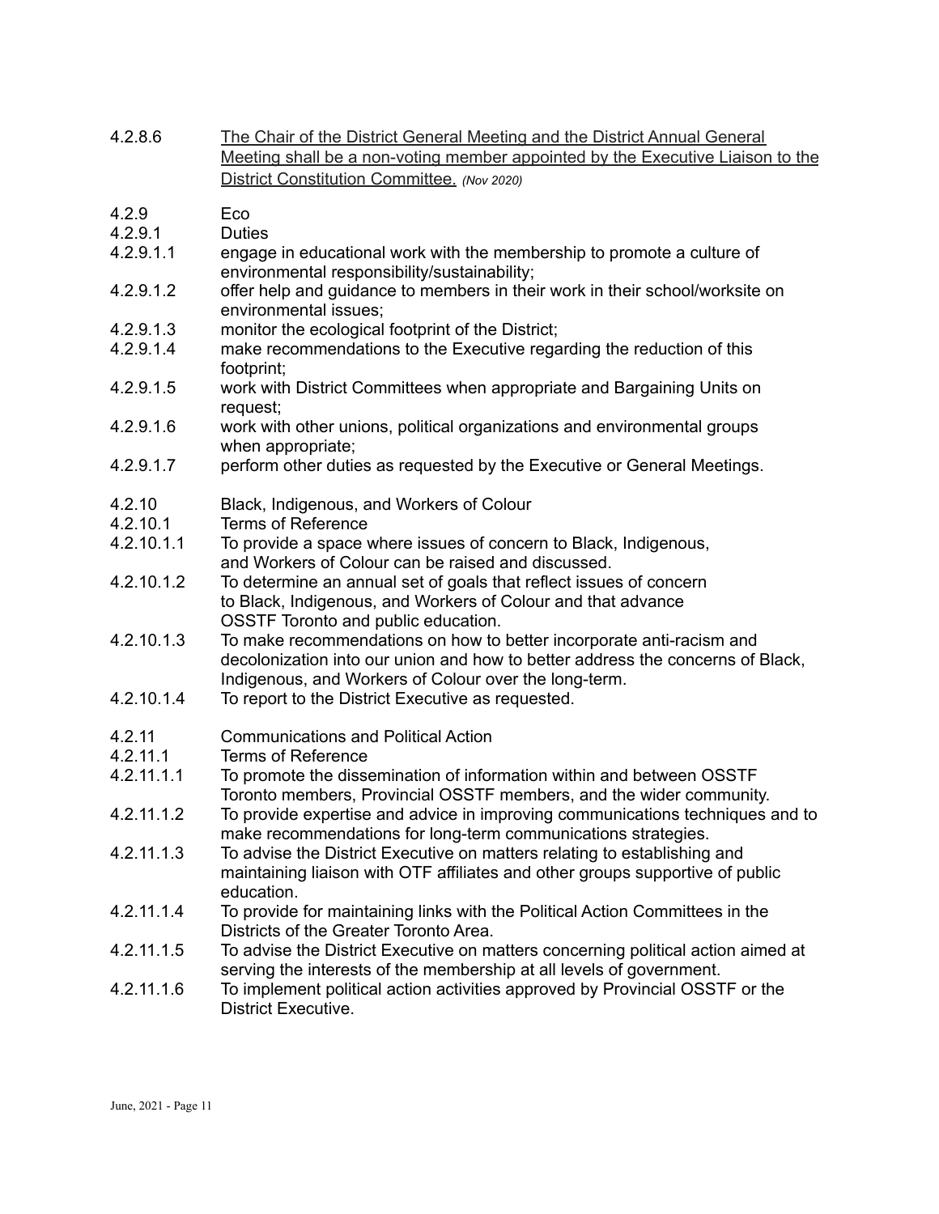4.2.8.6 <u>The Chair of the District General Meeting and the District Annual General Meeting shall be a non-voting member appointed by the Executive Liaison to the District Constitution Committee.</u> *(Nov 2020)*

4.2.9 Eco

4.2.9.1 Duties

4.2.9.1.1 engage in educational work with the membership to promote a culture of environmental responsibility/sustainability;

4.2.9.1.2 offer help and guidance to members in their work in their school/worksite on environmental issues;

4.2.9.1.3 monitor the ecological footprint of the District;

4.2.9.1.4 make recommendations to the Executive regarding the reduction of this footprint;

4.2.9.1.5 work with District Committees when appropriate and Bargaining Units on request;

4.2.9.1.6 work with other unions, political organizations and environmental groups when appropriate;

4.2.9.1.7 perform other duties as requested by the Executive or General Meetings.

4.2.10 Black, Indigenous, and Workers of Colour

4.2.10.1 Terms of Reference

4.2.10.1.1 To provide a space where issues of concern to Black, Indigenous, and Workers of Colour can be raised and discussed.

4.2.10.1.2 To determine an annual set of goals that reflect issues of concern to Black, Indigenous, and Workers of Colour and that advance OSSTF Toronto and public education.

4.2.10.1.3 To make recommendations on how to better incorporate anti-racism and decolonization into our union and how to better address the concerns of Black, Indigenous, and Workers of Colour over the long-term.

4.2.10.1.4 To report to the District Executive as requested.

4.2.11 Communications and Political Action

4.2.11.1 Terms of Reference

4.2.11.1.1 To promote the dissemination of information within and between OSSTF Toronto members, Provincial OSSTF members, and the wider community.

4.2.11.1.2 To provide expertise and advice in improving communications techniques and to make recommendations for long-term communications strategies.

4.2.11.1.3 To advise the District Executive on matters relating to establishing and maintaining liaison with OTF affiliates and other groups supportive of public education.

4.2.11.1.4 To provide for maintaining links with the Political Action Committees in the Districts of the Greater Toronto Area.

4.2.11.1.5 To advise the District Executive on matters concerning political action aimed at serving the interests of the membership at all levels of government.

4.2.11.1.6 To implement political action activities approved by Provincial OSSTF or the District Executive.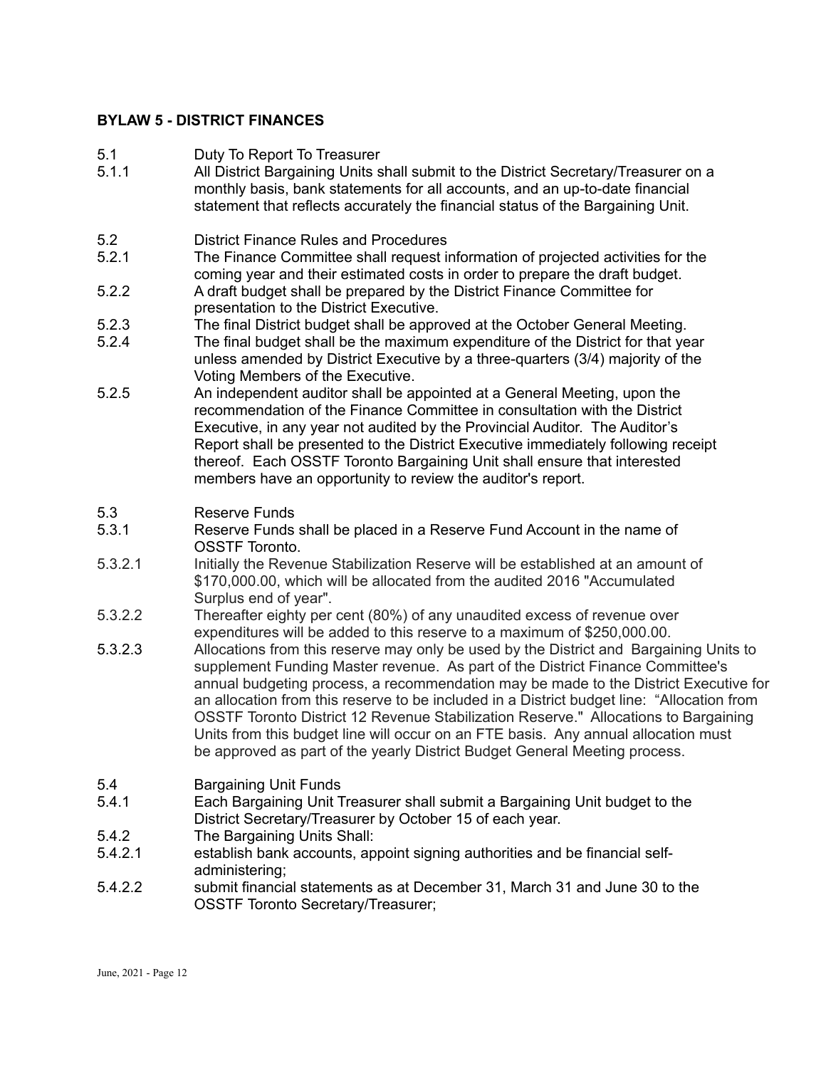**BYLAW 5 - DISTRICT FINANCES**

5.1 Duty To Report To Treasurer

5.1.1 All District Bargaining Units shall submit to the District Secretary/Treasurer on a monthly basis, bank statements for all accounts, and an up-to-date financial statement that reflects accurately the financial status of the Bargaining Unit.

5.2 District Finance Rules and Procedures

5.2.1 The Finance Committee shall request information of projected activities for the coming year and their estimated costs in order to prepare the draft budget.

5.2.2 A draft budget shall be prepared by the District Finance Committee for presentation to the District Executive.

5.2.3 The final District budget shall be approved at the October General Meeting.

5.2.4 The final budget shall be the maximum expenditure of the District for that year unless amended by District Executive by a three-quarters (3/4) majority of the Voting Members of the Executive.

5.2.5 An independent auditor shall be appointed at a General Meeting, upon the recommendation of the Finance Committee in consultation with the District Executive, in any year not audited by the Provincial Auditor. The Auditor's Report shall be presented to the District Executive immediately following receipt thereof. Each OSSTF Toronto Bargaining Unit shall ensure that interested members have an opportunity to review the auditor's report.

5.3 Reserve Funds

5.3.1 Reserve Funds shall be placed in a Reserve Fund Account in the name of OSSTF Toronto.

5.3.2.1 Initially the Revenue Stabilization Reserve will be established at an amount of $170,000.00, which will be allocated from the audited 2016 "Accumulated Surplus end of year".

5.3.2.2 Thereafter eighty per cent (80%) of any unaudited excess of revenue over expenditures will be added to this reserve to a maximum of $250,000.00.

5.3.2.3 Allocations from this reserve may only be used by the District and Bargaining Units to supplement Funding Master revenue. As part of the District Finance Committee's annual budgeting process, a recommendation may be made to the District Executive for an allocation from this reserve to be included in a District budget line: "Allocation from OSSTF Toronto District 12 Revenue Stabilization Reserve." Allocations to Bargaining Units from this budget line will occur on an FTE basis. Any annual allocation must be approved as part of the yearly District Budget General Meeting process.

5.4 Bargaining Unit Funds

5.4.1 Each Bargaining Unit Treasurer shall submit a Bargaining Unit budget to the District Secretary/Treasurer by October 15 of each year.

5.4.2 The Bargaining Units Shall:

5.4.2.1 establish bank accounts, appoint signing authorities and be financial self-administering;

5.4.2.2 submit financial statements as at December 31, March 31 and June 30 to the OSSTF Toronto Secretary/Treasurer;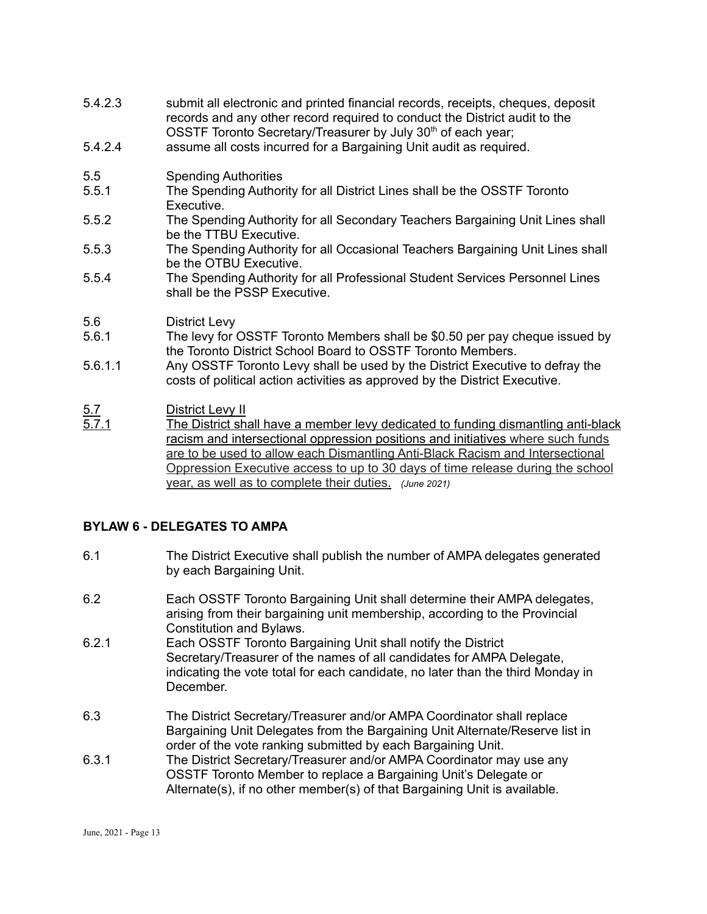5.4.2.3 submit all electronic and printed financial records, receipts, cheques, deposit records and any other record required to conduct the District audit to the OSSTF Toronto Secretary/Treasurer by July 30th of each year;

5.4.2.4 assume all costs incurred for a Bargaining Unit audit as required.

5.5 Spending Authorities

5.5.1 The Spending Authority for all District Lines shall be the OSSTF Toronto Executive.

5.5.2 The Spending Authority for all Secondary Teachers Bargaining Unit Lines shall be the TTBU Executive.

5.5.3 The Spending Authority for all Occasional Teachers Bargaining Unit Lines shall be the OTBU Executive.

5.5.4 The Spending Authority for all Professional Student Services Personnel Lines shall be the PSSP Executive.

5.6 District Levy

5.6.1 The levy for OSSTF Toronto Members shall be $0.50 per pay cheque issued by the Toronto District School Board to OSSTF Toronto Members.

5.6.1.1 Any OSSTF Toronto Levy shall be used by the District Executive to defray the costs of political action activities as approved by the District Executive.

<u>5.7</u> <u>District Levy II</u>

<u>5.7.1</u> <u>The District shall have a member levy dedicated to funding dismantling anti-black racism and intersectional oppression positions and initiatives where such funds are to be used to allow each Dismantling Anti-Black Racism and Intersectional Oppression Executive access to up to 30 days of time release during the school year, as well as to complete their duties.</u> *(June 2021)*

## BYLAW 6 - DELEGATES TO AMPA

6.1 The District Executive shall publish the number of AMPA delegates generated by each Bargaining Unit.

6.2 Each OSSTF Toronto Bargaining Unit shall determine their AMPA delegates, arising from their bargaining unit membership, according to the Provincial Constitution and Bylaws.

6.2.1 Each OSSTF Toronto Bargaining Unit shall notify the District Secretary/Treasurer of the names of all candidates for AMPA Delegate, indicating the vote total for each candidate, no later than the third Monday in December.

6.3 The District Secretary/Treasurer and/or AMPA Coordinator shall replace Bargaining Unit Delegates from the Bargaining Unit Alternate/Reserve list in order of the vote ranking submitted by each Bargaining Unit.

6.3.1 The District Secretary/Treasurer and/or AMPA Coordinator may use any OSSTF Toronto Member to replace a Bargaining Unit's Delegate or Alternate(s), if no other member(s) of that Bargaining Unit is available.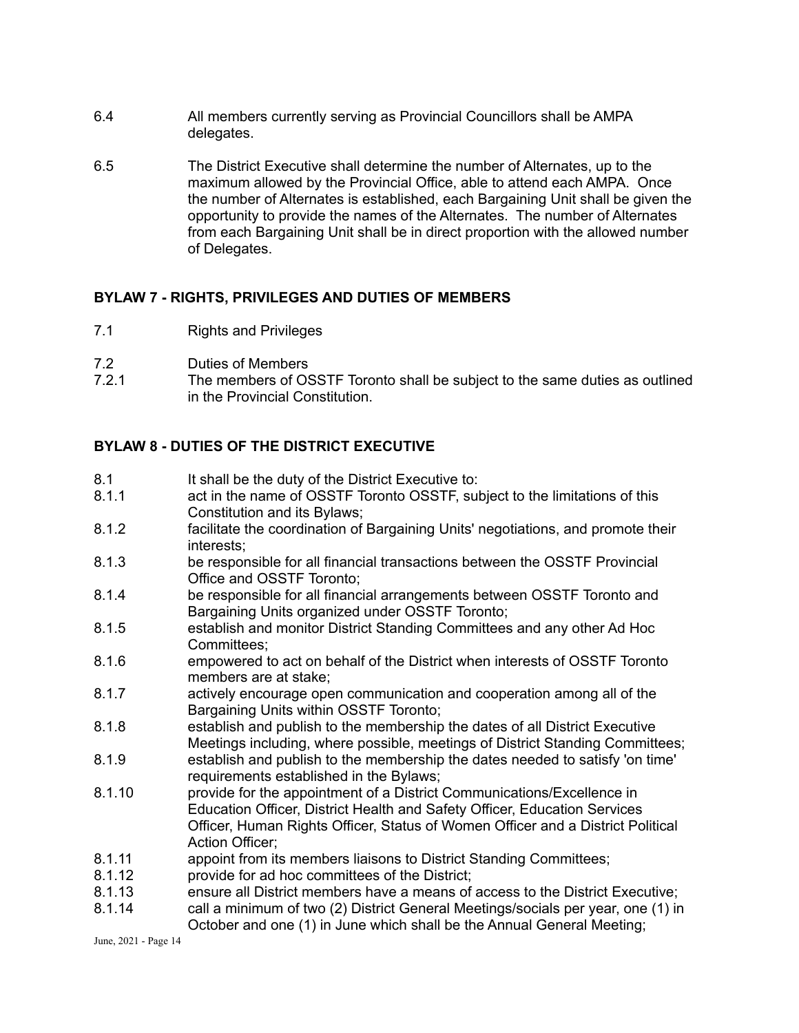6.4 All members currently serving as Provincial Councillors shall be AMPA delegates.

6.5 The District Executive shall determine the number of Alternates, up to the maximum allowed by the Provincial Office, able to attend each AMPA. Once the number of Alternates is established, each Bargaining Unit shall be given the opportunity to provide the names of the Alternates. The number of Alternates from each Bargaining Unit shall be in direct proportion with the allowed number of Delegates.

## BYLAW 7 - RIGHTS, PRIVILEGES AND DUTIES OF MEMBERS

7.1 Rights and Privileges

7.2 Duties of Members

7.2.1 The members of OSSTF Toronto shall be subject to the same duties as outlined in the Provincial Constitution.

## BYLAW 8 - DUTIES OF THE DISTRICT EXECUTIVE

8.1 It shall be the duty of the District Executive to:

8.1.1 act in the name of OSSTF Toronto OSSTF, subject to the limitations of this Constitution and its Bylaws;

8.1.2 facilitate the coordination of Bargaining Units' negotiations, and promote their interests;

8.1.3 be responsible for all financial transactions between the OSSTF Provincial Office and OSSTF Toronto;

8.1.4 be responsible for all financial arrangements between OSSTF Toronto and Bargaining Units organized under OSSTF Toronto;

8.1.5 establish and monitor District Standing Committees and any other Ad Hoc Committees;

8.1.6 empowered to act on behalf of the District when interests of OSSTF Toronto members are at stake;

8.1.7 actively encourage open communication and cooperation among all of the Bargaining Units within OSSTF Toronto;

8.1.8 establish and publish to the membership the dates of all District Executive Meetings including, where possible, meetings of District Standing Committees;

8.1.9 establish and publish to the membership the dates needed to satisfy 'on time' requirements established in the Bylaws;

8.1.10 provide for the appointment of a District Communications/Excellence in Education Officer, District Health and Safety Officer, Education Services Officer, Human Rights Officer, Status of Women Officer and a District Political Action Officer;

8.1.11 appoint from its members liaisons to District Standing Committees;

8.1.12 provide for ad hoc committees of the District;

8.1.13 ensure all District members have a means of access to the District Executive;

8.1.14 call a minimum of two (2) District General Meetings/socials per year, one (1) in October and one (1) in June which shall be the Annual General Meeting;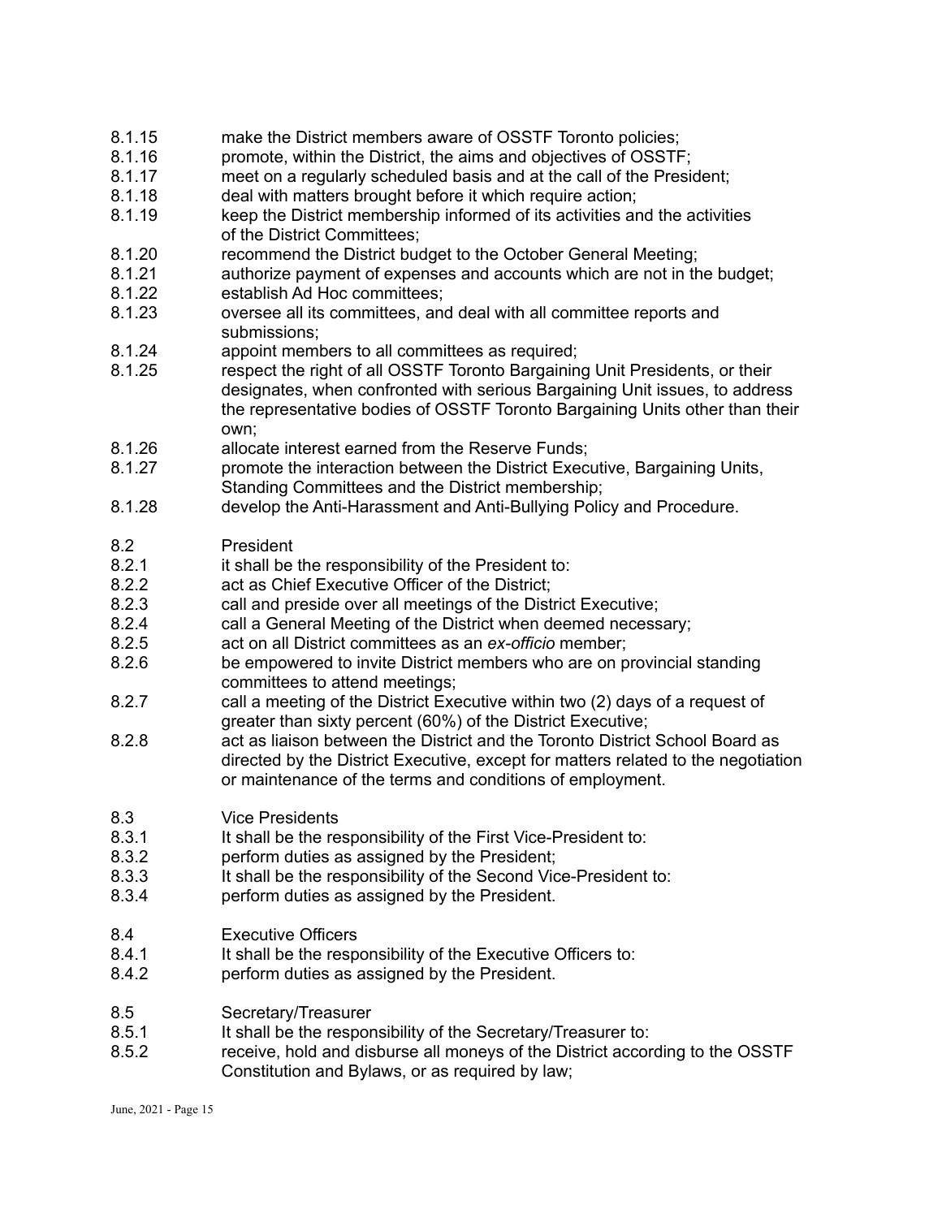8.1.15 make the District members aware of OSSTF Toronto policies;

8.1.16 promote, within the District, the aims and objectives of OSSTF;

8.1.17 meet on a regularly scheduled basis and at the call of the President;

8.1.18 deal with matters brought before it which require action;

8.1.19 keep the District membership informed of its activities and the activities of the District Committees;

8.1.20 recommend the District budget to the October General Meeting;

8.1.21 authorize payment of expenses and accounts which are not in the budget;

8.1.22 establish Ad Hoc committees;

8.1.23 oversee all its committees, and deal with all committee reports and submissions;

8.1.24 appoint members to all committees as required;

8.1.25 respect the right of all OSSTF Toronto Bargaining Unit Presidents, or their designates, when confronted with serious Bargaining Unit issues, to address the representative bodies of OSSTF Toronto Bargaining Units other than their own;

8.1.26 allocate interest earned from the Reserve Funds;

8.1.27 promote the interaction between the District Executive, Bargaining Units, Standing Committees and the District membership;

8.1.28 develop the Anti-Harassment and Anti-Bullying Policy and Procedure.

8.2 President

8.2.1 it shall be the responsibility of the President to:

8.2.2 act as Chief Executive Officer of the District;

8.2.3 call and preside over all meetings of the District Executive;

8.2.4 call a General Meeting of the District when deemed necessary;

8.2.5 act on all District committees as an *ex-officio* member;

8.2.6 be empowered to invite District members who are on provincial standing committees to attend meetings;

8.2.7 call a meeting of the District Executive within two (2) days of a request of greater than sixty percent (60%) of the District Executive;

8.2.8 act as liaison between the District and the Toronto District School Board as directed by the District Executive, except for matters related to the negotiation or maintenance of the terms and conditions of employment.

8.3 Vice Presidents

8.3.1 It shall be the responsibility of the First Vice-President to:

8.3.2 perform duties as assigned by the President;

8.3.3 It shall be the responsibility of the Second Vice-President to:

8.3.4 perform duties as assigned by the President.

8.4 Executive Officers

8.4.1 It shall be the responsibility of the Executive Officers to:

8.4.2 perform duties as assigned by the President.

8.5 Secretary/Treasurer

8.5.1 It shall be the responsibility of the Secretary/Treasurer to:

8.5.2 receive, hold and disburse all moneys of the District according to the OSSTF Constitution and Bylaws, or as required by law;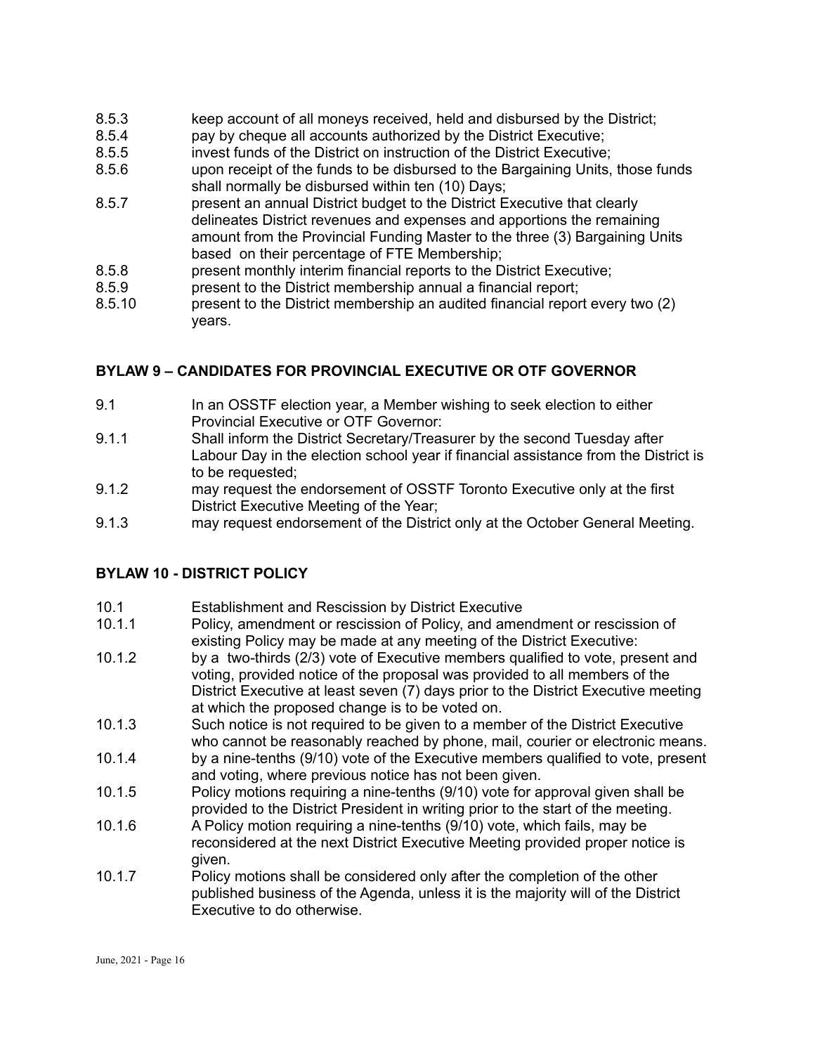8.5.3 keep account of all moneys received, held and disbursed by the District;

8.5.4 pay by cheque all accounts authorized by the District Executive;

8.5.5 invest funds of the District on instruction of the District Executive;

8.5.6 upon receipt of the funds to be disbursed to the Bargaining Units, those funds shall normally be disbursed within ten (10) Days;

8.5.7 present an annual District budget to the District Executive that clearly delineates District revenues and expenses and apportions the remaining amount from the Provincial Funding Master to the three (3) Bargaining Units based on their percentage of FTE Membership;

8.5.8 present monthly interim financial reports to the District Executive;

8.5.9 present to the District membership annual a financial report;

8.5.10 present to the District membership an audited financial report every two (2) years.

## BYLAW 9 – CANDIDATES FOR PROVINCIAL EXECUTIVE OR OTF GOVERNOR

9.1 In an OSSTF election year, a Member wishing to seek election to either Provincial Executive or OTF Governor:

9.1.1 Shall inform the District Secretary/Treasurer by the second Tuesday after Labour Day in the election school year if financial assistance from the District is to be requested;

9.1.2 may request the endorsement of OSSTF Toronto Executive only at the first District Executive Meeting of the Year;

9.1.3 may request endorsement of the District only at the October General Meeting.

## BYLAW 10 - DISTRICT POLICY

10.1 Establishment and Rescission by District Executive

10.1.1 Policy, amendment or rescission of Policy, and amendment or rescission of existing Policy may be made at any meeting of the District Executive:

10.1.2 by a two-thirds (2/3) vote of Executive members qualified to vote, present and voting, provided notice of the proposal was provided to all members of the District Executive at least seven (7) days prior to the District Executive meeting at which the proposed change is to be voted on.

10.1.3 Such notice is not required to be given to a member of the District Executive who cannot be reasonably reached by phone, mail, courier or electronic means.

10.1.4 by a nine-tenths (9/10) vote of the Executive members qualified to vote, present and voting, where previous notice has not been given.

10.1.5 Policy motions requiring a nine-tenths (9/10) vote for approval given shall be provided to the District President in writing prior to the start of the meeting.

10.1.6 A Policy motion requiring a nine-tenths (9/10) vote, which fails, may be reconsidered at the next District Executive Meeting provided proper notice is given.

10.1.7 Policy motions shall be considered only after the completion of the other published business of the Agenda, unless it is the majority will of the District Executive to do otherwise.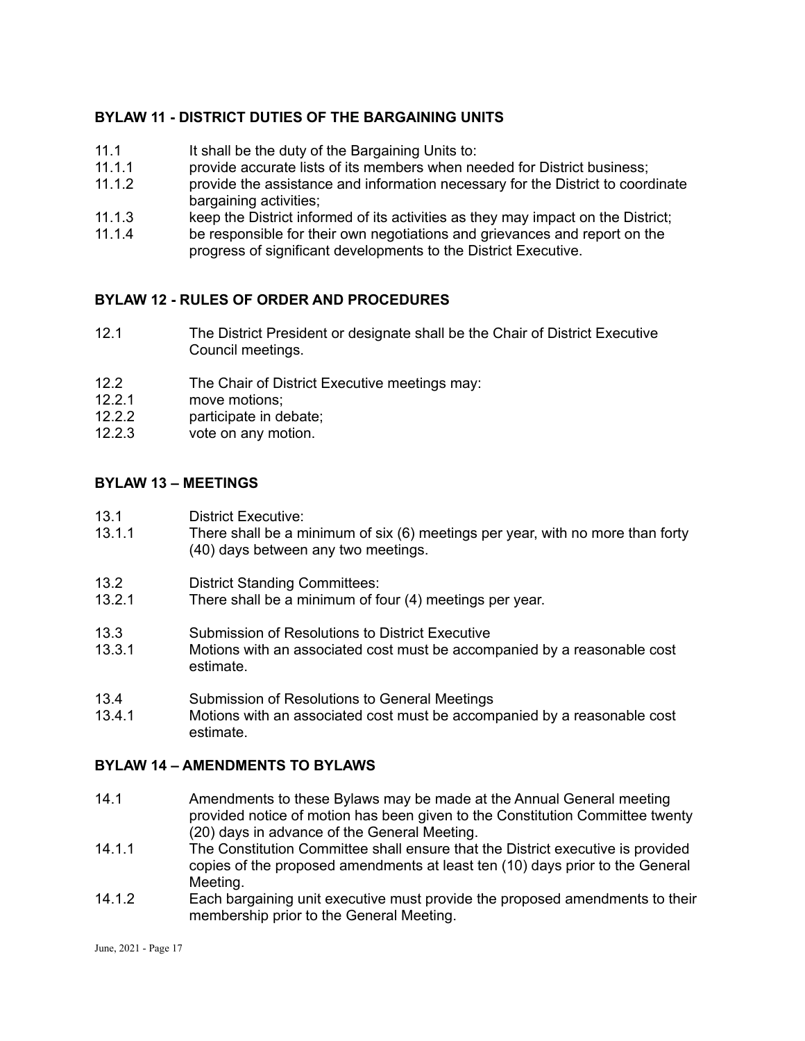**BYLAW 11 - DISTRICT DUTIES OF THE BARGAINING UNITS**

11.1 It shall be the duty of the Bargaining Units to:

11.1.1 provide accurate lists of its members when needed for District business;

11.1.2 provide the assistance and information necessary for the District to coordinate bargaining activities;

11.1.3 keep the District informed of its activities as they may impact on the District;

11.1.4 be responsible for their own negotiations and grievances and report on the progress of significant developments to the District Executive.

**BYLAW 12 - RULES OF ORDER AND PROCEDURES**

12.1 The District President or designate shall be the Chair of District Executive Council meetings.

12.2 The Chair of District Executive meetings may:

12.2.1 move motions;

12.2.2 participate in debate;

12.2.3 vote on any motion.

**BYLAW 13 – MEETINGS**

13.1 District Executive:

13.1.1 There shall be a minimum of six (6) meetings per year, with no more than forty (40) days between any two meetings.

13.2 District Standing Committees:

13.2.1 There shall be a minimum of four (4) meetings per year.

13.3 Submission of Resolutions to District Executive

13.3.1 Motions with an associated cost must be accompanied by a reasonable cost estimate.

13.4 Submission of Resolutions to General Meetings

13.4.1 Motions with an associated cost must be accompanied by a reasonable cost estimate.

**BYLAW 14 – AMENDMENTS TO BYLAWS**

14.1 Amendments to these Bylaws may be made at the Annual General meeting provided notice of motion has been given to the Constitution Committee twenty (20) days in advance of the General Meeting.

14.1.1 The Constitution Committee shall ensure that the District executive is provided copies of the proposed amendments at least ten (10) days prior to the General Meeting.

14.1.2 Each bargaining unit executive must provide the proposed amendments to their membership prior to the General Meeting.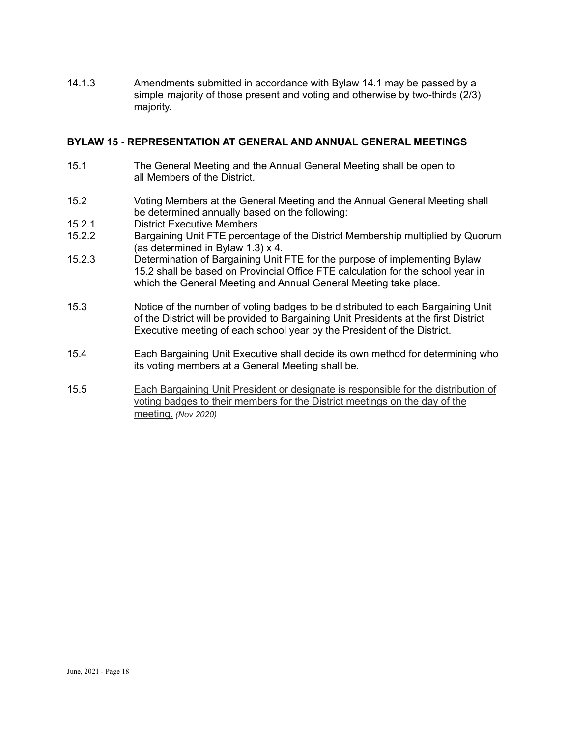14.1.3 Amendments submitted in accordance with Bylaw 14.1 may be passed by a simple majority of those present and voting and otherwise by two-thirds (2/3) majority.

**BYLAW 15 - REPRESENTATION AT GENERAL AND ANNUAL GENERAL MEETINGS**

15.1 The General Meeting and the Annual General Meeting shall be open to all Members of the District.

15.2 Voting Members at the General Meeting and the Annual General Meeting shall be determined annually based on the following:

15.2.1 District Executive Members

15.2.2 Bargaining Unit FTE percentage of the District Membership multiplied by Quorum (as determined in Bylaw 1.3) x 4.

15.2.3 Determination of Bargaining Unit FTE for the purpose of implementing Bylaw 15.2 shall be based on Provincial Office FTE calculation for the school year in which the General Meeting and Annual General Meeting take place.

15.3 Notice of the number of voting badges to be distributed to each Bargaining Unit of the District will be provided to Bargaining Unit Presidents at the first District Executive meeting of each school year by the President of the District.

15.4 Each Bargaining Unit Executive shall decide its own method for determining who its voting members at a General Meeting shall be.

15.5 <u>Each Bargaining Unit President or designate is responsible for the distribution of voting badges to their members for the District meetings on the day of the meeting.</u> *(Nov 2020)*